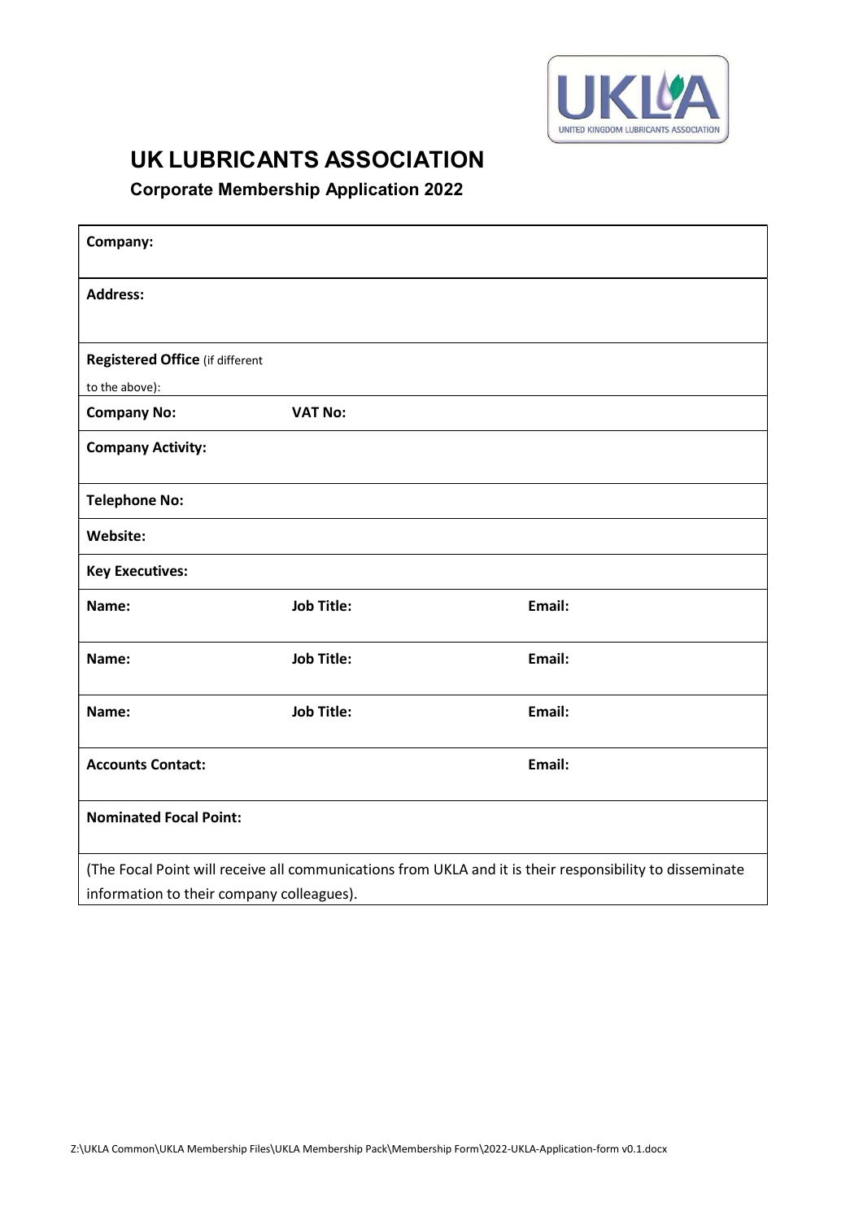UNITED KINGDOM LUBRICANTS ASSOCIATION

# UK LUBRICANTS ASSOCIATION

## Corporate Membership Application 2022

| | | |
|---|---|---|
| **Company:** | | |
| **Address:** | | |
| **Registered Office** (if different to the above): | | |
| **Company No:** | **VAT No:** | |
| **Company Activity:** | | |
| **Telephone No:** | | |
| **Website:** | | |
| **Key Executives:** | | |
| **Name:** | **Job Title:** | **Email:** |
| **Name:** | **Job Title:** | **Email:** |
| **Name:** | **Job Title:** | **Email:** |
| **Accounts Contact:** | | **Email:** |
| **Nominated Focal Point:** | | |
| (The Focal Point will receive all communications from UKLA and it is their responsibility to disseminate information to their company colleagues). | | |

Z:\UKLA Common\UKLA Membership Files\UKLA Membership Pack\Membership Form\2022-UKLA-Application-form v0.1.docx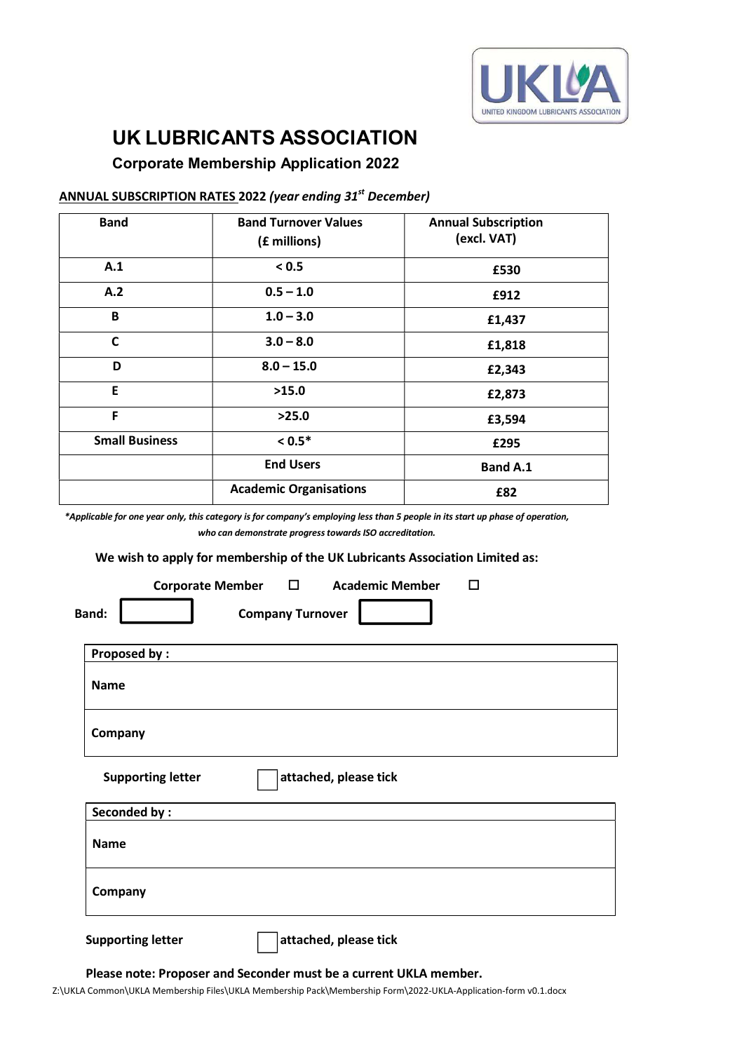# UK LUBRICANTS ASSOCIATION

## Corporate Membership Application 2022

**ANNUAL SUBSCRIPTION RATES 2022** ***(year ending 31st December)***

| Band | Band Turnover Values (£ millions) | Annual Subscription (excl. VAT) |
|---|---|---|
| A.1 | < 0.5 | £530 |
| A.2 | 0.5 – 1.0 | £912 |
| B | 1.0 – 3.0 | £1,437 |
| C | 3.0 – 8.0 | £1,818 |
| D | 8.0 – 15.0 | £2,343 |
| E | >15.0 | £2,873 |
| F | >25.0 | £3,594 |
| Small Business | < 0.5* | £295 |
| | End Users | Band A.1 |
| | Academic Organisations | £82 |

*\*Applicable for one year only, this category is for company's employing less than 5 people in its start up phase of operation, who can demonstrate progress towards ISO accreditation.*

**We wish to apply for membership of the UK Lubricants Association Limited as:**

**Corporate Member** ☐ **Academic Member** ☐

**Band:** ______ **Company Turnover** ______

| **Proposed by :** |
|---|
| **Name** |
| **Company** |

**Supporting letter** ☐ **attached, please tick**

| **Seconded by :** |
|---|
| **Name** |
| **Company** |

**Supporting letter** ☐ **attached, please tick**

**Please note: Proposer and Seconder must be a current UKLA member.**

Z:\UKLA Common\UKLA Membership Files\UKLA Membership Pack\Membership Form\2022-UKLA-Application-form v0.1.docx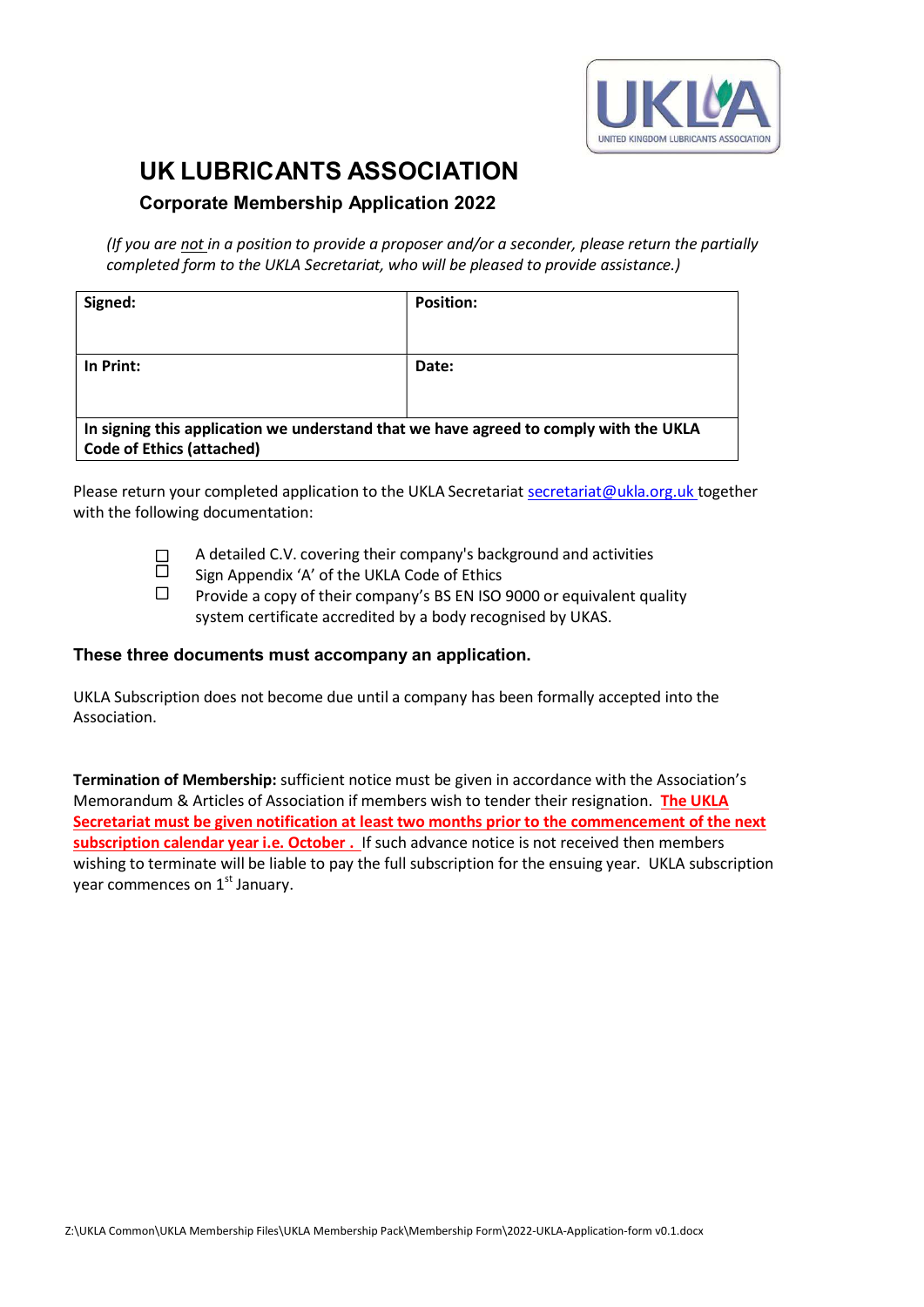# UK LUBRICANTS ASSOCIATION

## Corporate Membership Application 2022

*(If you are not in a position to provide a proposer and/or a seconder, please return the partially completed form to the UKLA Secretariat, who will be pleased to provide assistance.)*

| | |
|---|---|
| **Signed:** | **Position:** |
| **In Print:** | **Date:** |
| **In signing this application we understand that we have agreed to comply with the UKLA Code of Ethics (attached)** | |

Please return your completed application to the UKLA Secretariat secretariat@ukla.org.uk together with the following documentation:

- ☐ A detailed C.V. covering their company's background and activities
- ☐ Sign Appendix 'A' of the UKLA Code of Ethics
- ☐ Provide a copy of their company's BS EN ISO 9000 or equivalent quality system certificate accredited by a body recognised by UKAS.

**These three documents must accompany an application.**

UKLA Subscription does not become due until a company has been formally accepted into the Association.

**Termination of Membership:** sufficient notice must be given in accordance with the Association's Memorandum & Articles of Association if members wish to tender their resignation. **The UKLA Secretariat must be given notification at least two months prior to the commencement of the next subscription calendar year i.e. October .** If such advance notice is not received then members wishing to terminate will be liable to pay the full subscription for the ensuing year. UKLA subscription year commences on 1st January.

Z:\UKLA Common\UKLA Membership Files\UKLA Membership Pack\Membership Form\2022-UKLA-Application-form v0.1.docx